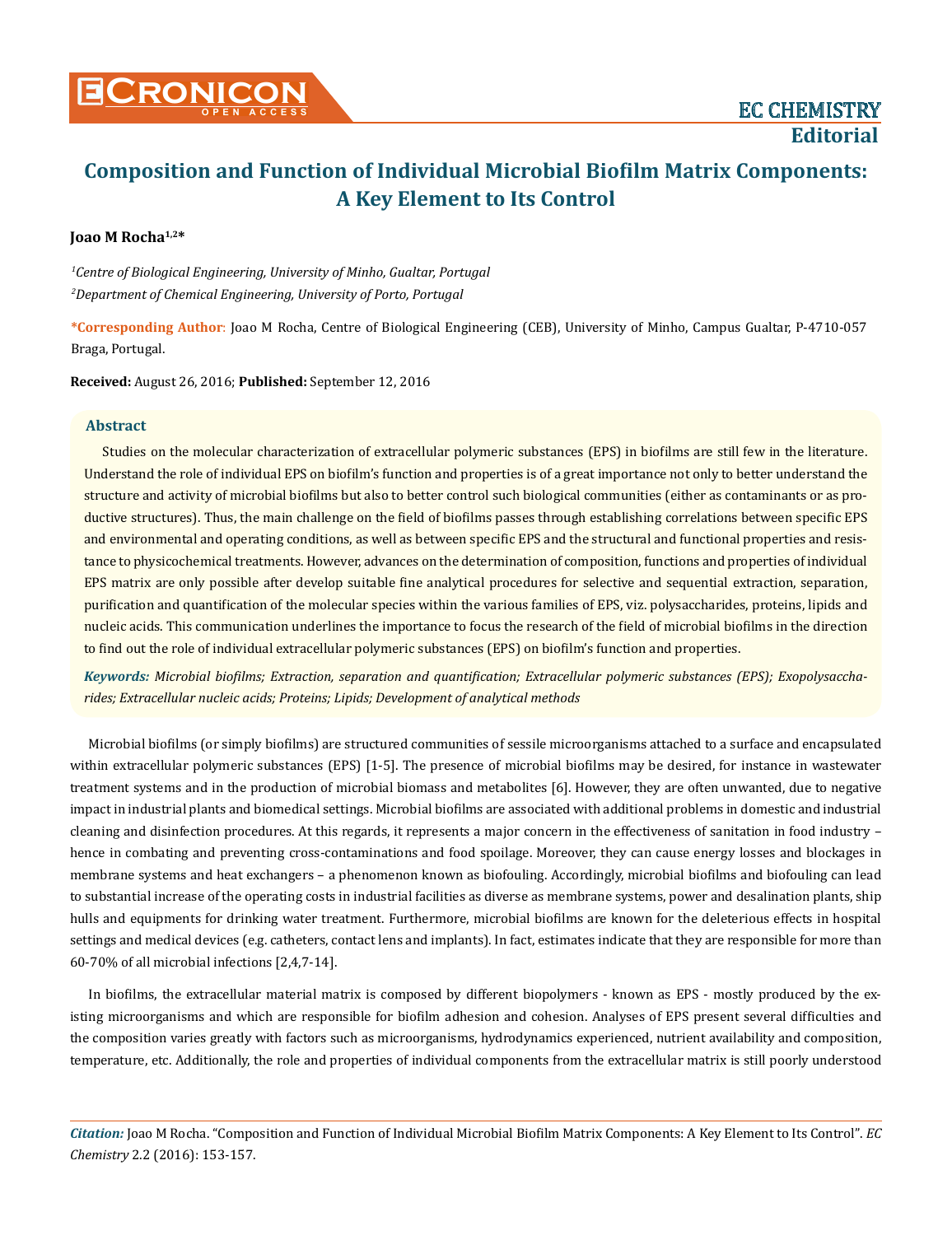# Composition and Function of Individual Microbial Biofilm Matrix Components: A Key Element to Its Control

**Joao M Rocha[1,2]***

*[1]Centre of Biological Engineering, University of Minho, Gualtar, Portugal*
*[2]Department of Chemical Engineering, University of Porto, Portugal*

**\*Corresponding Author**: Joao M Rocha, Centre of Biological Engineering (CEB), University of Minho, Campus Gualtar, P-4710-057 Braga, Portugal.

**Received:** August 26, 2016; **Published:** September 12, 2016

## Abstract

Studies on the molecular characterization of extracellular polymeric substances (EPS) in biofilms are still few in the literature. Understand the role of individual EPS on biofilm's function and properties is of a great importance not only to better understand the structure and activity of microbial biofilms but also to better control such biological communities (either as contaminants or as productive structures). Thus, the main challenge on the field of biofilms passes through establishing correlations between specific EPS and environmental and operating conditions, as well as between specific EPS and the structural and functional properties and resistance to physicochemical treatments. However, advances on the determination of composition, functions and properties of individual EPS matrix are only possible after develop suitable fine analytical procedures for selective and sequential extraction, separation, purification and quantification of the molecular species within the various families of EPS, viz. polysaccharides, proteins, lipids and nucleic acids. This communication underlines the importance to focus the research of the field of microbial biofilms in the direction to find out the role of individual extracellular polymeric substances (EPS) on biofilm's function and properties.

***Keywords:*** *Microbial biofilms; Extraction, separation and quantification; Extracellular polymeric substances (EPS); Exopolysaccharides; Extracellular nucleic acids; Proteins; Lipids; Development of analytical methods*

Microbial biofilms (or simply biofilms) are structured communities of sessile microorganisms attached to a surface and encapsulated within extracellular polymeric substances (EPS) [1-5]. The presence of microbial biofilms may be desired, for instance in wastewater treatment systems and in the production of microbial biomass and metabolites [6]. However, they are often unwanted, due to negative impact in industrial plants and biomedical settings. Microbial biofilms are associated with additional problems in domestic and industrial cleaning and disinfection procedures. At this regards, it represents a major concern in the effectiveness of sanitation in food industry – hence in combating and preventing cross-contaminations and food spoilage. Moreover, they can cause energy losses and blockages in membrane systems and heat exchangers – a phenomenon known as biofouling. Accordingly, microbial biofilms and biofouling can lead to substantial increase of the operating costs in industrial facilities as diverse as membrane systems, power and desalination plants, ship hulls and equipments for drinking water treatment. Furthermore, microbial biofilms are known for the deleterious effects in hospital settings and medical devices (e.g. catheters, contact lens and implants). In fact, estimates indicate that they are responsible for more than 60-70% of all microbial infections [2,4,7-14].

In biofilms, the extracellular material matrix is composed by different biopolymers - known as EPS - mostly produced by the existing microorganisms and which are responsible for biofilm adhesion and cohesion. Analyses of EPS present several difficulties and the composition varies greatly with factors such as microorganisms, hydrodynamics experienced, nutrient availability and composition, temperature, etc. Additionally, the role and properties of individual components from the extracellular matrix is still poorly understood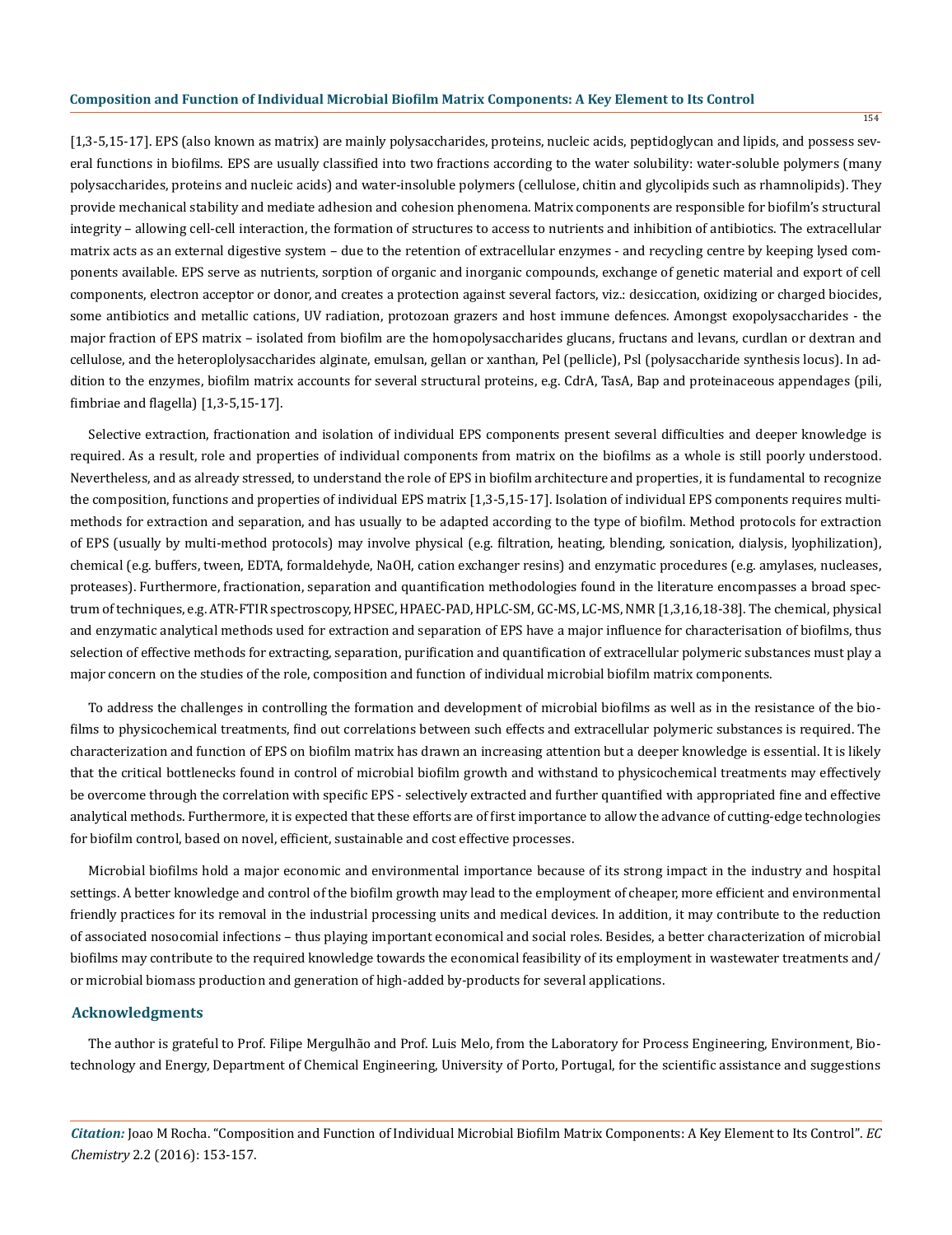[1,3-5,15-17]. EPS (also known as matrix) are mainly polysaccharides, proteins, nucleic acids, peptidoglycan and lipids, and possess several functions in biofilms. EPS are usually classified into two fractions according to the water solubility: water-soluble polymers (many polysaccharides, proteins and nucleic acids) and water-insoluble polymers (cellulose, chitin and glycolipids such as rhamnolipids). They provide mechanical stability and mediate adhesion and cohesion phenomena. Matrix components are responsible for biofilm's structural integrity – allowing cell-cell interaction, the formation of structures to access to nutrients and inhibition of antibiotics. The extracellular matrix acts as an external digestive system – due to the retention of extracellular enzymes - and recycling centre by keeping lysed components available. EPS serve as nutrients, sorption of organic and inorganic compounds, exchange of genetic material and export of cell components, electron acceptor or donor, and creates a protection against several factors, viz.: desiccation, oxidizing or charged biocides, some antibiotics and metallic cations, UV radiation, protozoan grazers and host immune defences. Amongst exopolysaccharides - the major fraction of EPS matrix – isolated from biofilm are the homopolysaccharides glucans, fructans and levans, curdlan or dextran and cellulose, and the heteroplolysaccharides alginate, emulsan, gellan or xanthan, Pel (pellicle), Psl (polysaccharide synthesis locus). In addition to the enzymes, biofilm matrix accounts for several structural proteins, e.g. CdrA, TasA, Bap and proteinaceous appendages (pili, fimbriae and flagella) [1,3-5,15-17].

Selective extraction, fractionation and isolation of individual EPS components present several difficulties and deeper knowledge is required. As a result, role and properties of individual components from matrix on the biofilms as a whole is still poorly understood. Nevertheless, and as already stressed, to understand the role of EPS in biofilm architecture and properties, it is fundamental to recognize the composition, functions and properties of individual EPS matrix [1,3-5,15-17]. Isolation of individual EPS components requires multi-methods for extraction and separation, and has usually to be adapted according to the type of biofilm. Method protocols for extraction of EPS (usually by multi-method protocols) may involve physical (e.g. filtration, heating, blending, sonication, dialysis, lyophilization), chemical (e.g. buffers, tween, EDTA, formaldehyde, NaOH, cation exchanger resins) and enzymatic procedures (e.g. amylases, nucleases, proteases). Furthermore, fractionation, separation and quantification methodologies found in the literature encompasses a broad spectrum of techniques, e.g. ATR-FTIR spectroscopy, HPSEC, HPAEC-PAD, HPLC-SM, GC-MS, LC-MS, NMR [1,3,16,18-38]. The chemical, physical and enzymatic analytical methods used for extraction and separation of EPS have a major influence for characterisation of biofilms, thus selection of effective methods for extracting, separation, purification and quantification of extracellular polymeric substances must play a major concern on the studies of the role, composition and function of individual microbial biofilm matrix components.

To address the challenges in controlling the formation and development of microbial biofilms as well as in the resistance of the biofilms to physicochemical treatments, find out correlations between such effects and extracellular polymeric substances is required. The characterization and function of EPS on biofilm matrix has drawn an increasing attention but a deeper knowledge is essential. It is likely that the critical bottlenecks found in control of microbial biofilm growth and withstand to physicochemical treatments may effectively be overcome through the correlation with specific EPS - selectively extracted and further quantified with appropriated fine and effective analytical methods. Furthermore, it is expected that these efforts are of first importance to allow the advance of cutting-edge technologies for biofilm control, based on novel, efficient, sustainable and cost effective processes.

Microbial biofilms hold a major economic and environmental importance because of its strong impact in the industry and hospital settings. A better knowledge and control of the biofilm growth may lead to the employment of cheaper, more efficient and environmental friendly practices for its removal in the industrial processing units and medical devices. In addition, it may contribute to the reduction of associated nosocomial infections – thus playing important economical and social roles. Besides, a better characterization of microbial biofilms may contribute to the required knowledge towards the economical feasibility of its employment in wastewater treatments and/or microbial biomass production and generation of high-added by-products for several applications.

## Acknowledgments

The author is grateful to Prof. Filipe Mergulhão and Prof. Luis Melo, from the Laboratory for Process Engineering, Environment, Biotechnology and Energy, Department of Chemical Engineering, University of Porto, Portugal, for the scientific assistance and suggestions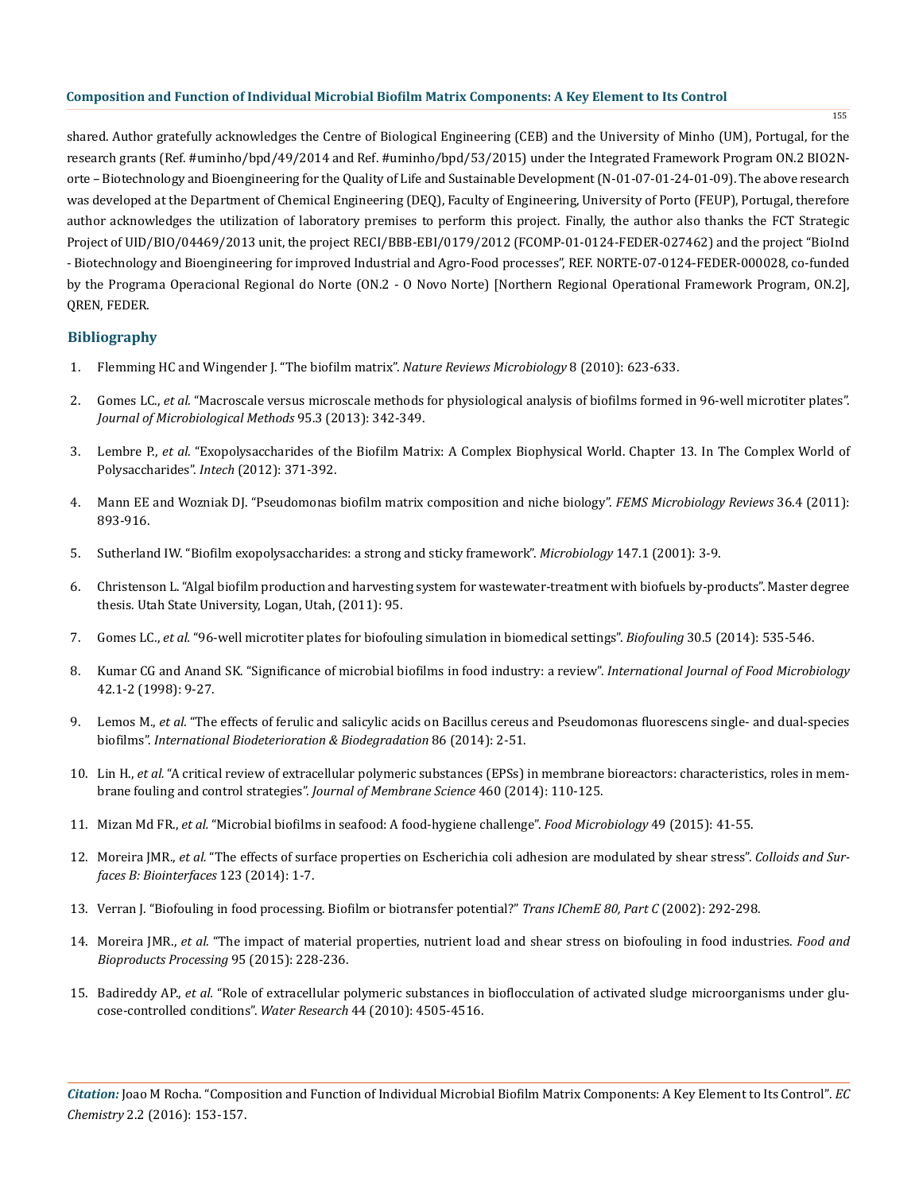shared. Author gratefully acknowledges the Centre of Biological Engineering (CEB) and the University of Minho (UM), Portugal, for the research grants (Ref. #uminho/bpd/49/2014 and Ref. #uminho/bpd/53/2015) under the Integrated Framework Program ON.2 BIO2Norte – Biotechnology and Bioengineering for the Quality of Life and Sustainable Development (N-01-07-01-24-01-09). The above research was developed at the Department of Chemical Engineering (DEQ), Faculty of Engineering, University of Porto (FEUP), Portugal, therefore author acknowledges the utilization of laboratory premises to perform this project. Finally, the author also thanks the FCT Strategic Project of UID/BIO/04469/2013 unit, the project RECI/BBB-EBI/0179/2012 (FCOMP-01-0124-FEDER-027462) and the project "BioInd - Biotechnology and Bioengineering for improved Industrial and Agro-Food processes", REF. NORTE-07-0124-FEDER-000028, co-funded by the Programa Operacional Regional do Norte (ON.2 - O Novo Norte) [Northern Regional Operational Framework Program, ON.2], QREN, FEDER.

## Bibliography

1. Flemming HC and Wingender J. "The biofilm matrix". *Nature Reviews Microbiology* 8 (2010): 623-633.
2. Gomes LC., *et al.* "Macroscale versus microscale methods for physiological analysis of biofilms formed in 96-well microtiter plates". *Journal of Microbiological Methods* 95.3 (2013): 342-349.
3. Lembre P., *et al.* "Exopolysaccharides of the Biofilm Matrix: A Complex Biophysical World. Chapter 13. In The Complex World of Polysaccharides". *Intech* (2012): 371-392.
4. Mann EE and Wozniak DJ. "Pseudomonas biofilm matrix composition and niche biology". *FEMS Microbiology Reviews* 36.4 (2011): 893-916.
5. Sutherland IW. "Biofilm exopolysaccharides: a strong and sticky framework". *Microbiology* 147.1 (2001): 3-9.
6. Christenson L. "Algal biofilm production and harvesting system for wastewater-treatment with biofuels by-products". Master degree thesis. Utah State University, Logan, Utah, (2011): 95.
7. Gomes LC., *et al.* "96-well microtiter plates for biofouling simulation in biomedical settings". *Biofouling* 30.5 (2014): 535-546.
8. Kumar CG and Anand SK. "Significance of microbial biofilms in food industry: a review". *International Journal of Food Microbiology* 42.1-2 (1998): 9-27.
9. Lemos M., *et al.* "The effects of ferulic and salicylic acids on Bacillus cereus and Pseudomonas fluorescens single- and dual-species biofilms". *International Biodeterioration & Biodegradation* 86 (2014): 2-51.
10. Lin H., *et al.* "A critical review of extracellular polymeric substances (EPSs) in membrane bioreactors: characteristics, roles in membrane fouling and control strategies". *Journal of Membrane Science* 460 (2014): 110-125.
11. Mizan Md FR., *et al.* "Microbial biofilms in seafood: A food-hygiene challenge". *Food Microbiology* 49 (2015): 41-55.
12. Moreira JMR., *et al.* "The effects of surface properties on Escherichia coli adhesion are modulated by shear stress". *Colloids and Surfaces B: Biointerfaces* 123 (2014): 1-7.
13. Verran J. "Biofouling in food processing. Biofilm or biotransfer potential?" *Trans IChemE 80, Part C* (2002): 292-298.
14. Moreira JMR., *et al.* "The impact of material properties, nutrient load and shear stress on biofouling in food industries. *Food and Bioproducts Processing* 95 (2015): 228-236.
15. Badireddy AP., *et al.* "Role of extracellular polymeric substances in bioflocculation of activated sludge microorganisms under glucose-controlled conditions". *Water Research* 44 (2010): 4505-4516.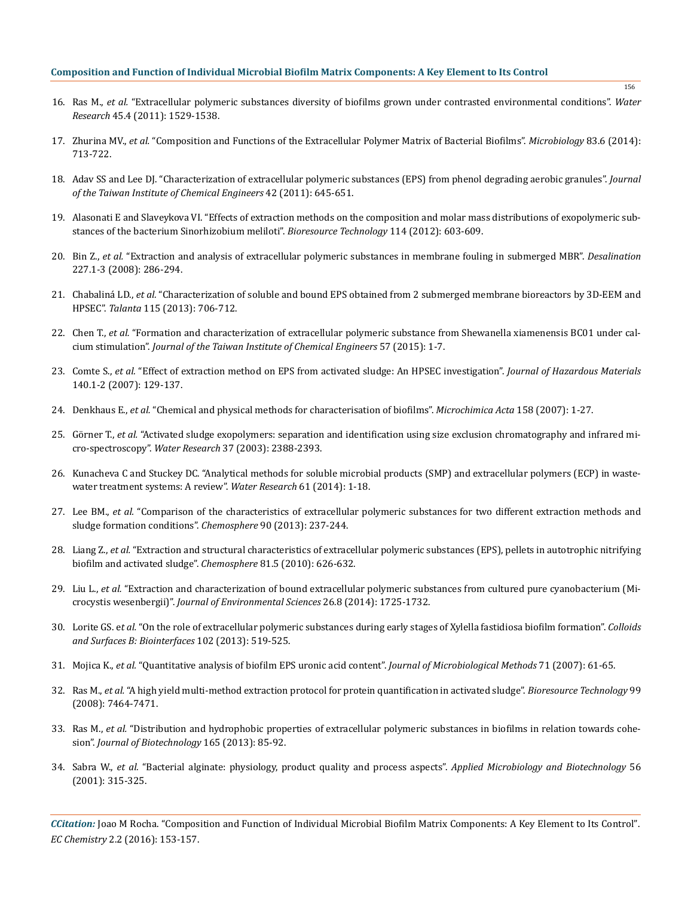16. Ras M., *et al.* "Extracellular polymeric substances diversity of biofilms grown under contrasted environmental conditions". *Water Research* 45.4 (2011): 1529-1538.

17. Zhurina MV., *et al.* "Composition and Functions of the Extracellular Polymer Matrix of Bacterial Biofilms". *Microbiology* 83.6 (2014): 713-722.

18. Adav SS and Lee DJ. "Characterization of extracellular polymeric substances (EPS) from phenol degrading aerobic granules". *Journal of the Taiwan Institute of Chemical Engineers* 42 (2011): 645-651.

19. Alasonati E and Slaveykova VI. "Effects of extraction methods on the composition and molar mass distributions of exopolymeric substances of the bacterium Sinorhizobium meliloti". *Bioresource Technology* 114 (2012): 603-609.

20. Bin Z., *et al.* "Extraction and analysis of extracellular polymeric substances in membrane fouling in submerged MBR". *Desalination* 227.1-3 (2008): 286-294.

21. Chabaliná LD., *et al.* "Characterization of soluble and bound EPS obtained from 2 submerged membrane bioreactors by 3D-EEM and HPSEC". *Talanta* 115 (2013): 706-712.

22. Chen T., *et al.* "Formation and characterization of extracellular polymeric substance from Shewanella xiamenensis BC01 under calcium stimulation". *Journal of the Taiwan Institute of Chemical Engineers* 57 (2015): 1-7.

23. Comte S., *et al.* "Effect of extraction method on EPS from activated sludge: An HPSEC investigation". *Journal of Hazardous Materials* 140.1-2 (2007): 129-137.

24. Denkhaus E., *et al.* "Chemical and physical methods for characterisation of biofilms". *Microchimica Acta* 158 (2007): 1-27.

25. Görner T., *et al.* "Activated sludge exopolymers: separation and identification using size exclusion chromatography and infrared micro-spectroscopy". *Water Research* 37 (2003): 2388-2393.

26. Kunacheva C and Stuckey DC. "Analytical methods for soluble microbial products (SMP) and extracellular polymers (ECP) in wastewater treatment systems: A review". *Water Research* 61 (2014): 1-18.

27. Lee BM., *et al.* "Comparison of the characteristics of extracellular polymeric substances for two different extraction methods and sludge formation conditions". *Chemosphere* 90 (2013): 237-244.

28. Liang Z., *et al.* "Extraction and structural characteristics of extracellular polymeric substances (EPS), pellets in autotrophic nitrifying biofilm and activated sludge". *Chemosphere* 81.5 (2010): 626-632.

29. Liu L., *et al.* "Extraction and characterization of bound extracellular polymeric substances from cultured pure cyanobacterium (Microcystis wesenbergii)". *Journal of Environmental Sciences* 26.8 (2014): 1725-1732.

30. Lorite GS. e*t al.* "On the role of extracellular polymeric substances during early stages of Xylella fastidiosa biofilm formation". *Colloids and Surfaces B: Biointerfaces* 102 (2013): 519-525.

31. Mojica K., *et al.* "Quantitative analysis of biofilm EPS uronic acid content". *Journal of Microbiological Methods* 71 (2007): 61-65.

32. Ras M., *et al.* "A high yield multi-method extraction protocol for protein quantification in activated sludge". *Bioresource Technology* 99 (2008): 7464-7471.

33. Ras M., *et al.* "Distribution and hydrophobic properties of extracellular polymeric substances in biofilms in relation towards cohesion". *Journal of Biotechnology* 165 (2013): 85-92.

34. Sabra W., *et al.* "Bacterial alginate: physiology, product quality and process aspects". *Applied Microbiology and Biotechnology* 56 (2001): 315-325.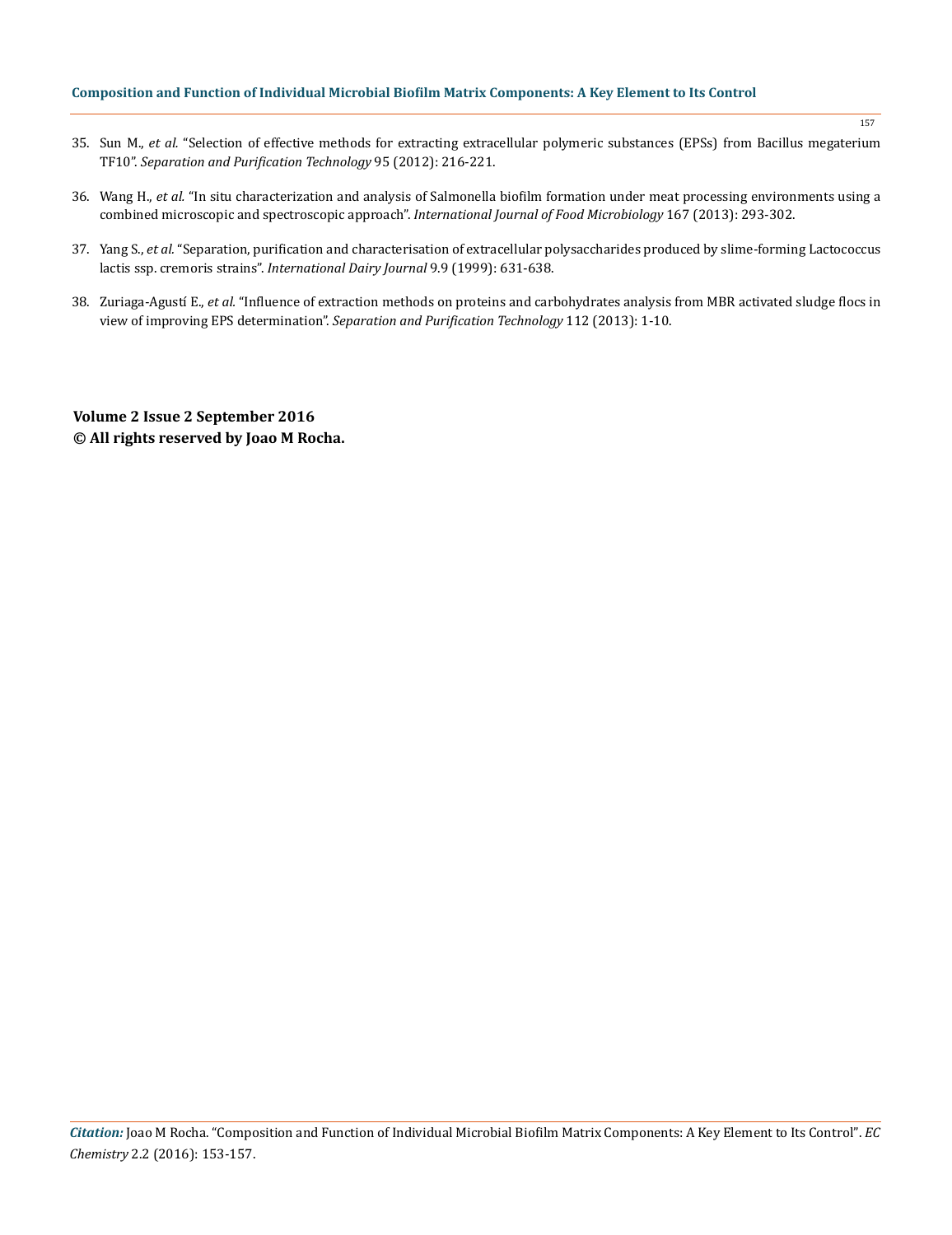35. Sun M., *et al.* "Selection of effective methods for extracting extracellular polymeric substances (EPSs) from Bacillus megaterium TF10". *Separation and Purification Technology* 95 (2012): 216-221.

36. Wang H., *et al.* "In situ characterization and analysis of Salmonella biofilm formation under meat processing environments using a combined microscopic and spectroscopic approach". *International Journal of Food Microbiology* 167 (2013): 293-302.

37. Yang S., *et al.* "Separation, purification and characterisation of extracellular polysaccharides produced by slime-forming Lactococcus lactis ssp. cremoris strains". *International Dairy Journal* 9.9 (1999): 631-638.

38. Zuriaga-Agustí E., *et al.* "Influence of extraction methods on proteins and carbohydrates analysis from MBR activated sludge flocs in view of improving EPS determination". *Separation and Purification Technology* 112 (2013): 1-10.

**Volume 2 Issue 2 September 2016**
**© All rights reserved by Joao M Rocha.**